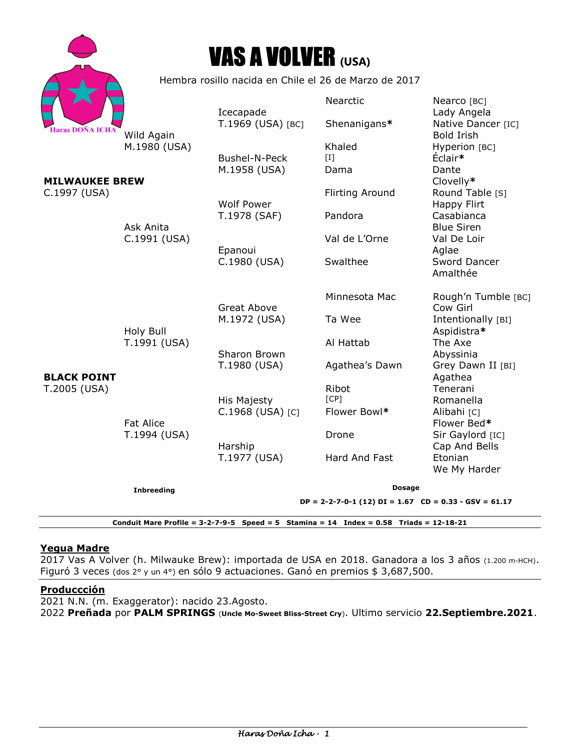# VAS A VOLVER (USA)

Hembra rosillo nacida en Chile el 26 de Marzo de 2017

Haras DOÑA ICHA

| | | | |
|---|---|---|---|
| **MILWAUKEE BREW** C.1997 (USA) | Wild Again M.1980 (USA) | Icecapade T.1969 (USA) [BC] | Nearctic |
| | | | Nearco [BC] |
| | | | Lady Angela |
| | | | Shenanigans* |
| | | | Native Dancer [IC] |
| | | | Bold Irish |
| | | Bushel-N-Peck M.1958 (USA) | Khaled [I] |
| | | | Hyperion [BC] |
| | | | Éclair* |
| | | | Dama |
| | | | Dante |
| | | | Clovelly* |
| | Ask Anita C.1991 (USA) | Wolf Power T.1978 (SAF) | Flirting Around |
| | | | Round Table [S] |
| | | | Happy Flirt |
| | | | Pandora |
| | | | Casabianca |
| | | | Blue Siren |
| | | Epanoui C.1980 (USA) | Val de L'Orne |
| | | | Val De Loir |
| | | | Aglae |
| | | | Swalthee |
| | | | Sword Dancer |
| | | | Amalthée |
| **BLACK POINT** T.2005 (USA) | Holy Bull T.1991 (USA) | Great Above M.1972 (USA) | Minnesota Mac |
| | | | Rough'n Tumble [BC] |
| | | | Cow Girl |
| | | | Ta Wee |
| | | | Intentionally [BI] |
| | | | Aspidistra* |
| | | Sharon Brown T.1980 (USA) | Al Hattab |
| | | | The Axe |
| | | | Abyssinia |
| | | | Agathea's Dawn |
| | | | Grey Dawn II [BI] |
| | | | Agathea |
| | Fat Alice T.1994 (USA) | His Majesty C.1968 (USA) [C] | Ribot [CP] |
| | | | Tenerani |
| | | | Romanella |
| | | | Flower Bowl* |
| | | | Alibahi [C] |
| | | | Flower Bed* |
| | | Harship T.1977 (USA) | Drone |
| | | | Sir Gaylord [IC] |
| | | | Cap And Bells |
| | | | Hard And Fast |
| | | | Etonian |
| | | | We My Harder |

**Inbreeding**

**Dosage**

**DP = 2-2-7-0-1 (12) DI = 1.67 CD = 0.33 - GSV = 61.17**

**Conduit Mare Profile = 3-2-7-9-5 Speed = 5 Stamina = 14 Index = 0.58 Triads = 12-18-21**

## Yegua Madre

2017 Vas A Volver (h. Milwauke Brew): importada de USA en 2018. Ganadora a los 3 años (1.200 m-HCH). Figuró 3 veces (dos 2° y un 4°) en sólo 9 actuaciones. Ganó en premios $ 3,687,500.

## Produccción

2021 N.N. (m. Exaggerator): nacido 23.Agosto.
2022 **Preñada** por **PALM SPRINGS** (**Uncle Mo-Sweet Bliss-Street Cry**). Ultimo servicio **22.Septiembre.2021**.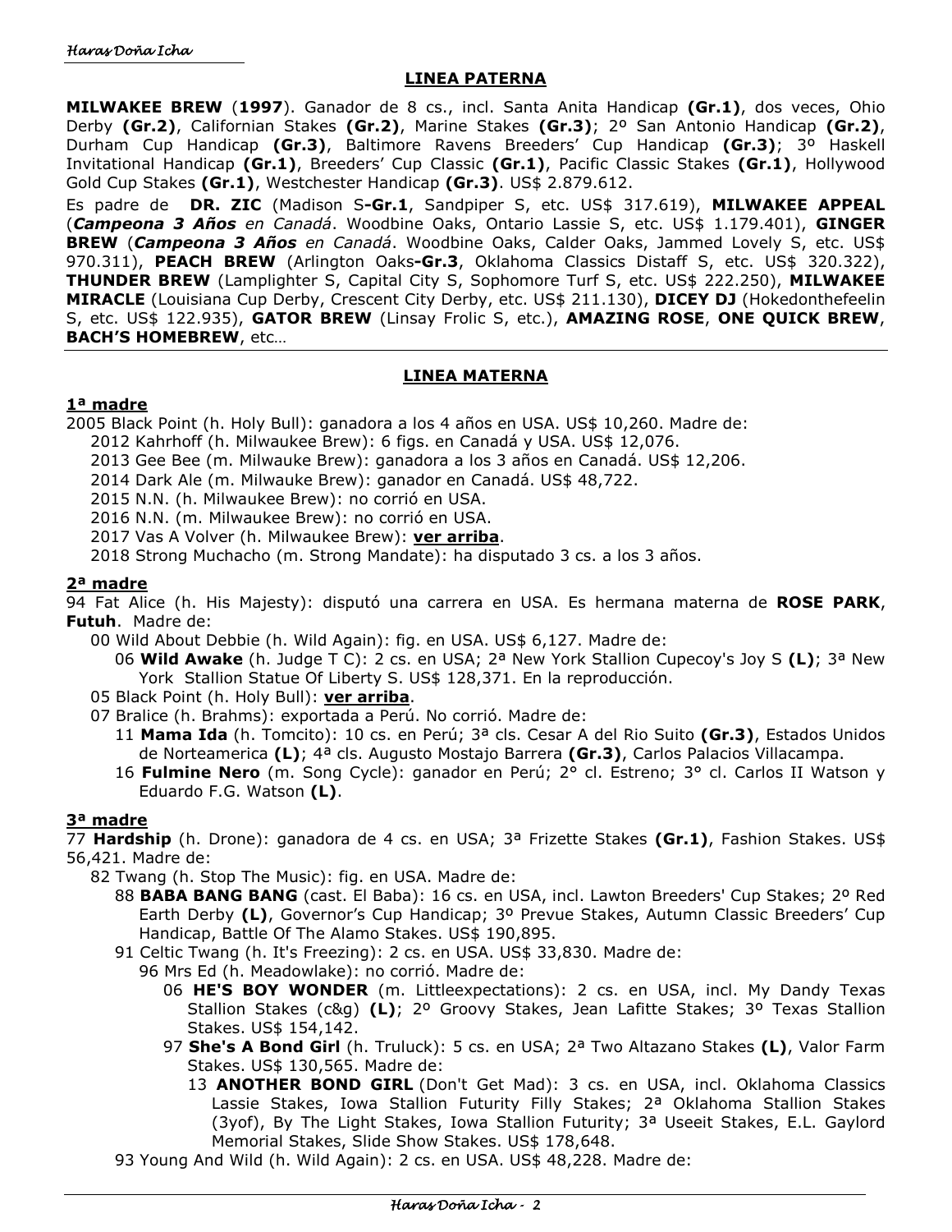## LINEA PATERNA

**MILWAKEE BREW** (**1997**). Ganador de 8 cs., incl. Santa Anita Handicap **(Gr.1)**, dos veces, Ohio Derby **(Gr.2)**, Californian Stakes **(Gr.2)**, Marine Stakes **(Gr.3)**; 2º San Antonio Handicap **(Gr.2)**, Durham Cup Handicap **(Gr.3)**, Baltimore Ravens Breeders' Cup Handicap **(Gr.3)**; 3º Haskell Invitational Handicap **(Gr.1)**, Breeders' Cup Classic **(Gr.1)**, Pacific Classic Stakes **(Gr.1)**, Hollywood Gold Cup Stakes **(Gr.1)**, Westchester Handicap **(Gr.3)**. US$ 2.879.612.

Es padre de **DR. ZIC** (Madison S**-Gr.1**, Sandpiper S, etc. US$ 317.619), **MILWAKEE APPEAL** (***Campeona 3 Años*** *en Canadá*. Woodbine Oaks, Ontario Lassie S, etc. US$ 1.179.401), **GINGER BREW** (***Campeona 3 Años*** *en Canadá*. Woodbine Oaks, Calder Oaks, Jammed Lovely S, etc. US$ 970.311), **PEACH BREW** (Arlington Oaks**-Gr.3**, Oklahoma Classics Distaff S, etc. US$ 320.322), **THUNDER BREW** (Lamplighter S, Capital City S, Sophomore Turf S, etc. US$ 222.250), **MILWAKEE MIRACLE** (Louisiana Cup Derby, Crescent City Derby, etc. US$ 211.130), **DICEY DJ** (Hokedonthefeelin S, etc. US$ 122.935), **GATOR BREW** (Linsay Frolic S, etc.), **AMAZING ROSE**, **ONE QUICK BREW**, **BACH'S HOMEBREW**, etc…

## LINEA MATERNA

### 1ª madre

2005 Black Point (h. Holy Bull): ganadora a los 4 años en USA. US$ 10,260. Madre de:

- 2012 Kahrhoff (h. Milwaukee Brew): 6 figs. en Canadá y USA. US$ 12,076.
- 2013 Gee Bee (m. Milwauke Brew): ganadora a los 3 años en Canadá. US$ 12,206.
- 2014 Dark Ale (m. Milwauke Brew): ganador en Canadá. US$ 48,722.
- 2015 N.N. (h. Milwaukee Brew): no corrió en USA.
- 2016 N.N. (m. Milwaukee Brew): no corrió en USA.
- 2017 Vas A Volver (h. Milwaukee Brew): **ver arriba**.
- 2018 Strong Muchacho (m. Strong Mandate): ha disputado 3 cs. a los 3 años.

### 2ª madre

94 Fat Alice (h. His Majesty): disputó una carrera en USA. Es hermana materna de **ROSE PARK**, **Futuh**. Madre de:

- 00 Wild About Debbie (h. Wild Again): fig. en USA. US$ 6,127. Madre de:
  - 06 **Wild Awake** (h. Judge T C): 2 cs. en USA; 2ª New York Stallion Cupecoy's Joy S **(L)**; 3ª New York Stallion Statue Of Liberty S. US$ 128,371. En la reproducción.
- 05 Black Point (h. Holy Bull): **ver arriba**.
- 07 Bralice (h. Brahms): exportada a Perú. No corrió. Madre de:
  - 11 **Mama Ida** (h. Tomcito): 10 cs. en Perú; 3ª cls. Cesar A del Rio Suito **(Gr.3)**, Estados Unidos de Norteamerica **(L)**; 4ª cls. Augusto Mostajo Barrera **(Gr.3)**, Carlos Palacios Villacampa.
  - 16 **Fulmine Nero** (m. Song Cycle): ganador en Perú; 2° cl. Estreno; 3° cl. Carlos II Watson y Eduardo F.G. Watson **(L)**.

### 3ª madre

77 **Hardship** (h. Drone): ganadora de 4 cs. en USA; 3ª Frizette Stakes **(Gr.1)**, Fashion Stakes. US$ 56,421. Madre de:

- 82 Twang (h. Stop The Music): fig. en USA. Madre de:
  - 88 **BABA BANG BANG** (cast. El Baba): 16 cs. en USA, incl. Lawton Breeders' Cup Stakes; 2º Red Earth Derby **(L)**, Governor's Cup Handicap; 3º Prevue Stakes, Autumn Classic Breeders' Cup Handicap, Battle Of The Alamo Stakes. US$ 190,895.
  - 91 Celtic Twang (h. It's Freezing): 2 cs. en USA. US$ 33,830. Madre de:
    - 96 Mrs Ed (h. Meadowlake): no corrió. Madre de:
      - 06 **HE'S BOY WONDER** (m. Littleexpectations): 2 cs. en USA, incl. My Dandy Texas Stallion Stakes (c&g) **(L)**; 2º Groovy Stakes, Jean Lafitte Stakes; 3º Texas Stallion Stakes. US$ 154,142.
    - 97 **She's A Bond Girl** (h. Truluck): 5 cs. en USA; 2ª Two Altazano Stakes **(L)**, Valor Farm Stakes. US$ 130,565. Madre de:
      - 13 **ANOTHER BOND GIRL** (Don't Get Mad): 3 cs. en USA, incl. Oklahoma Classics Lassie Stakes, Iowa Stallion Futurity Filly Stakes; 2ª Oklahoma Stallion Stakes (3yof), By The Light Stakes, Iowa Stallion Futurity; 3ª Useeit Stakes, E.L. Gaylord Memorial Stakes, Slide Show Stakes. US$ 178,648.
- 93 Young And Wild (h. Wild Again): 2 cs. en USA. US$ 48,228. Madre de: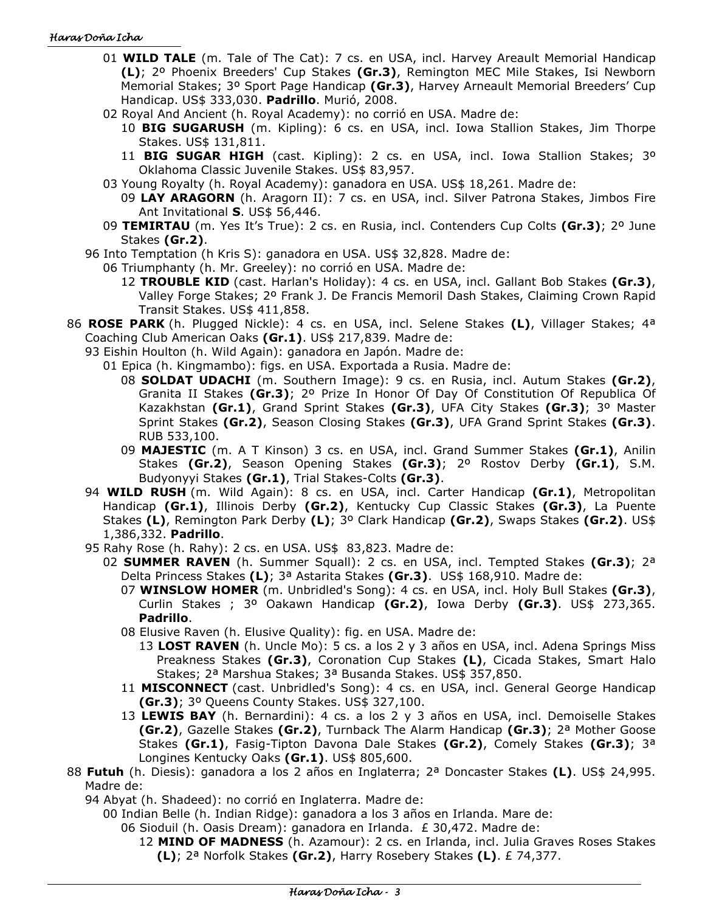01 **WILD TALE** (m. Tale of The Cat): 7 cs. en USA, incl. Harvey Areault Memorial Handicap **(L)**; 2º Phoenix Breeders' Cup Stakes **(Gr.3)**, Remington MEC Mile Stakes, Isi Newborn Memorial Stakes; 3º Sport Page Handicap **(Gr.3)**, Harvey Arneault Memorial Breeders' Cup Handicap. US$ 333,030. **Padrillo**. Murió, 2008.

02 Royal And Ancient (h. Royal Academy): no corrió en USA. Madre de:

10 **BIG SUGARUSH** (m. Kipling): 6 cs. en USA, incl. Iowa Stallion Stakes, Jim Thorpe Stakes. US$ 131,811.

11 **BIG SUGAR HIGH** (cast. Kipling): 2 cs. en USA, incl. Iowa Stallion Stakes; 3º Oklahoma Classic Juvenile Stakes. US$ 83,957.

03 Young Royalty (h. Royal Academy): ganadora en USA. US$ 18,261. Madre de:

09 **LAY ARAGORN** (h. Aragorn II): 7 cs. en USA, incl. Silver Patrona Stakes, Jimbos Fire Ant Invitational **S**. US$ 56,446.

09 **TEMIRTAU** (m. Yes It's True): 2 cs. en Rusia, incl. Contenders Cup Colts **(Gr.3)**; 2º June Stakes **(Gr.2)**.

96 Into Temptation (h Kris S): ganadora en USA. US$ 32,828. Madre de:

06 Triumphanty (h. Mr. Greeley): no corrió en USA. Madre de:

12 **TROUBLE KID** (cast. Harlan's Holiday): 4 cs. en USA, incl. Gallant Bob Stakes **(Gr.3)**, Valley Forge Stakes; 2º Frank J. De Francis Memoril Dash Stakes, Claiming Crown Rapid Transit Stakes. US$ 411,858.

86 **ROSE PARK** (h. Plugged Nickle): 4 cs. en USA, incl. Selene Stakes **(L)**, Villager Stakes; 4ª Coaching Club American Oaks **(Gr.1)**. US$ 217,839. Madre de:

93 Eishin Houlton (h. Wild Again): ganadora en Japón. Madre de:

01 Epica (h. Kingmambo): figs. en USA. Exportada a Rusia. Madre de:

08 **SOLDAT UDACHI** (m. Southern Image): 9 cs. en Rusia, incl. Autum Stakes **(Gr.2)**, Granita II Stakes **(Gr.3)**; 2º Prize In Honor Of Day Of Constitution Of Republica Of Kazakhstan **(Gr.1)**, Grand Sprint Stakes **(Gr.3)**, UFA City Stakes **(Gr.3)**; 3º Master Sprint Stakes **(Gr.2)**, Season Closing Stakes **(Gr.3)**, UFA Grand Sprint Stakes **(Gr.3)**. RUB 533,100.

09 **MAJESTIC** (m. A T Kinson) 3 cs. en USA, incl. Grand Summer Stakes **(Gr.1)**, Anilin Stakes **(Gr.2)**, Season Opening Stakes **(Gr.3)**; 2º Rostov Derby **(Gr.1)**, S.M. Budyonyyi Stakes **(Gr.1)**, Trial Stakes-Colts **(Gr.3)**.

94 **WILD RUSH** (m. Wild Again): 8 cs. en USA, incl. Carter Handicap **(Gr.1)**, Metropolitan Handicap **(Gr.1)**, Illinois Derby **(Gr.2)**, Kentucky Cup Classic Stakes **(Gr.3)**, La Puente Stakes **(L)**, Remington Park Derby **(L)**; 3º Clark Handicap **(Gr.2)**, Swaps Stakes **(Gr.2)**. US$ 1,386,332. **Padrillo**.

95 Rahy Rose (h. Rahy): 2 cs. en USA. US$ 83,823. Madre de:

02 **SUMMER RAVEN** (h. Summer Squall): 2 cs. en USA, incl. Tempted Stakes **(Gr.3)**; 2ª Delta Princess Stakes **(L)**; 3ª Astarita Stakes **(Gr.3)**. US$ 168,910. Madre de:

07 **WINSLOW HOMER** (m. Unbridled's Song): 4 cs. en USA, incl. Holy Bull Stakes **(Gr.3)**, Curlin Stakes ; 3º Oakawn Handicap **(Gr.2)**, Iowa Derby **(Gr.3)**. US$ 273,365. **Padrillo**.

08 Elusive Raven (h. Elusive Quality): fig. en USA. Madre de:

13 **LOST RAVEN** (h. Uncle Mo): 5 cs. a los 2 y 3 años en USA, incl. Adena Springs Miss Preakness Stakes **(Gr.3)**, Coronation Cup Stakes **(L)**, Cicada Stakes, Smart Halo Stakes; 2ª Marshua Stakes; 3ª Busanda Stakes. US$ 357,850.

11 **MISCONNECT** (cast. Unbridled's Song): 4 cs. en USA, incl. General George Handicap **(Gr.3)**; 3º Queens County Stakes. US$ 327,100.

13 **LEWIS BAY** (h. Bernardini): 4 cs. a los 2 y 3 años en USA, incl. Demoiselle Stakes **(Gr.2)**, Gazelle Stakes **(Gr.2)**, Turnback The Alarm Handicap **(Gr.3)**; 2ª Mother Goose Stakes **(Gr.1)**, Fasig-Tipton Davona Dale Stakes **(Gr.2)**, Comely Stakes **(Gr.3)**; 3ª Longines Kentucky Oaks **(Gr.1)**. US$ 805,600.

88 **Futuh** (h. Diesis): ganadora a los 2 años en Inglaterra; 2ª Doncaster Stakes **(L)**. US$ 24,995. Madre de:

94 Abyat (h. Shadeed): no corrió en Inglaterra. Madre de:

00 Indian Belle (h. Indian Ridge): ganadora a los 3 años en Irlanda. Mare de:

06 Sioduil (h. Oasis Dream): ganadora en Irlanda. £ 30,472. Madre de:

12 **MIND OF MADNESS** (h. Azamour): 2 cs. en Irlanda, incl. Julia Graves Roses Stakes **(L)**; 2ª Norfolk Stakes **(Gr.2)**, Harry Rosebery Stakes **(L)**. £ 74,377.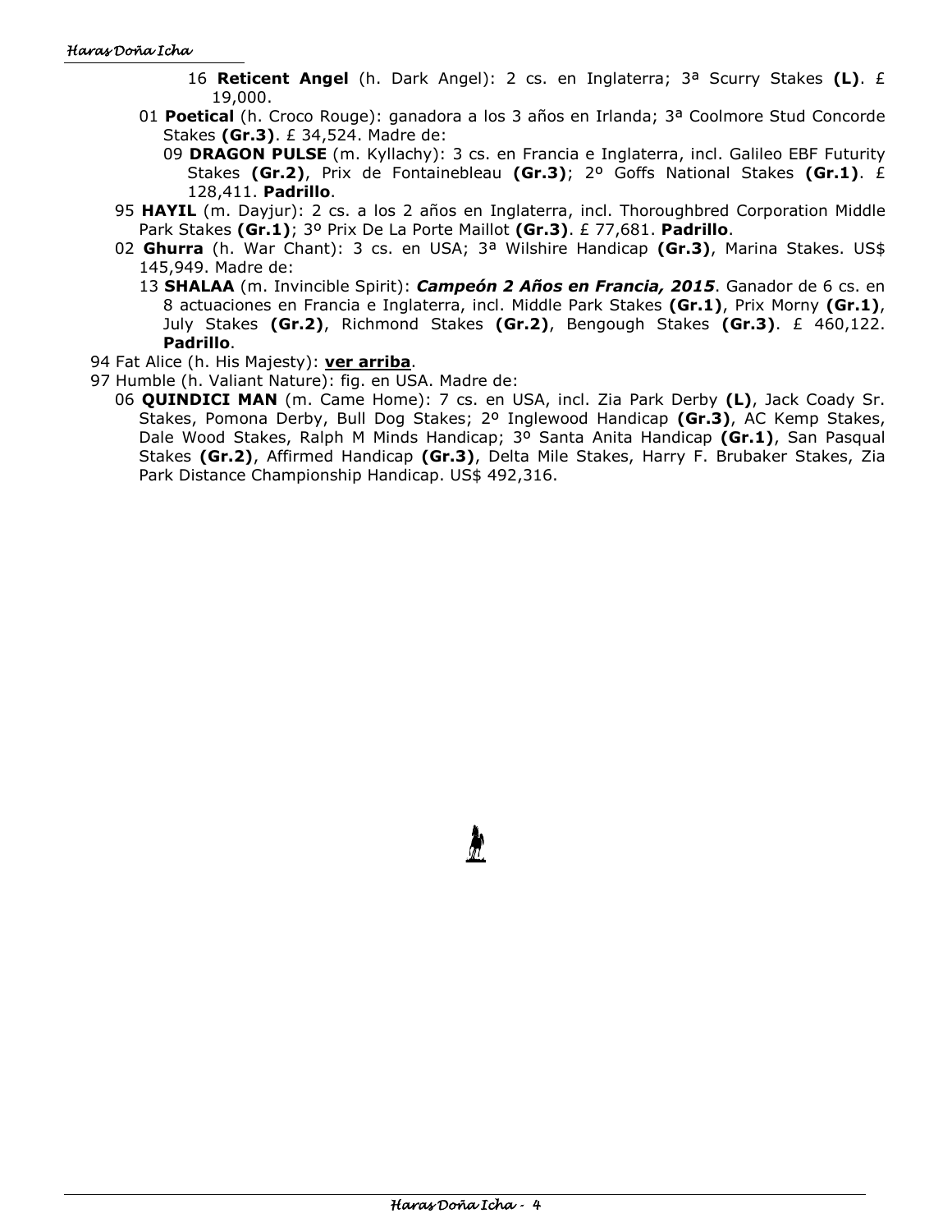- 16 **Reticent Angel** (h. Dark Angel): 2 cs. en Inglaterra; 3ª Scurry Stakes **(L)**. £ 19,000.
- 01 **Poetical** (h. Croco Rouge): ganadora a los 3 años en Irlanda; 3ª Coolmore Stud Concorde Stakes **(Gr.3)**. £ 34,524. Madre de:
  - 09 **DRAGON PULSE** (m. Kyllachy): 3 cs. en Francia e Inglaterra, incl. Galileo EBF Futurity Stakes **(Gr.2)**, Prix de Fontainebleau **(Gr.3)**; 2º Goffs National Stakes **(Gr.1)**. £ 128,411. **Padrillo**.
- 95 **HAYIL** (m. Dayjur): 2 cs. a los 2 años en Inglaterra, incl. Thoroughbred Corporation Middle Park Stakes **(Gr.1)**; 3º Prix De La Porte Maillot **(Gr.3)**. £ 77,681. **Padrillo**.
- 02 **Ghurra** (h. War Chant): 3 cs. en USA; 3ª Wilshire Handicap **(Gr.3)**, Marina Stakes. US$ 145,949. Madre de:
  - 13 **SHALAA** (m. Invincible Spirit): ***Campeón 2 Años en Francia, 2015***. Ganador de 6 cs. en 8 actuaciones en Francia e Inglaterra, incl. Middle Park Stakes **(Gr.1)**, Prix Morny **(Gr.1)**, July Stakes **(Gr.2)**, Richmond Stakes **(Gr.2)**, Bengough Stakes **(Gr.3)**. £ 460,122. **Padrillo**.

94 Fat Alice (h. His Majesty): **ver arriba**.

97 Humble (h. Valiant Nature): fig. en USA. Madre de:

- 06 **QUINDICI MAN** (m. Came Home): 7 cs. en USA, incl. Zia Park Derby **(L)**, Jack Coady Sr. Stakes, Pomona Derby, Bull Dog Stakes; 2º Inglewood Handicap **(Gr.3)**, AC Kemp Stakes, Dale Wood Stakes, Ralph M Minds Handicap; 3º Santa Anita Handicap **(Gr.1)**, San Pasqual Stakes **(Gr.2)**, Affirmed Handicap **(Gr.3)**, Delta Mile Stakes, Harry F. Brubaker Stakes, Zia Park Distance Championship Handicap. US$ 492,316.